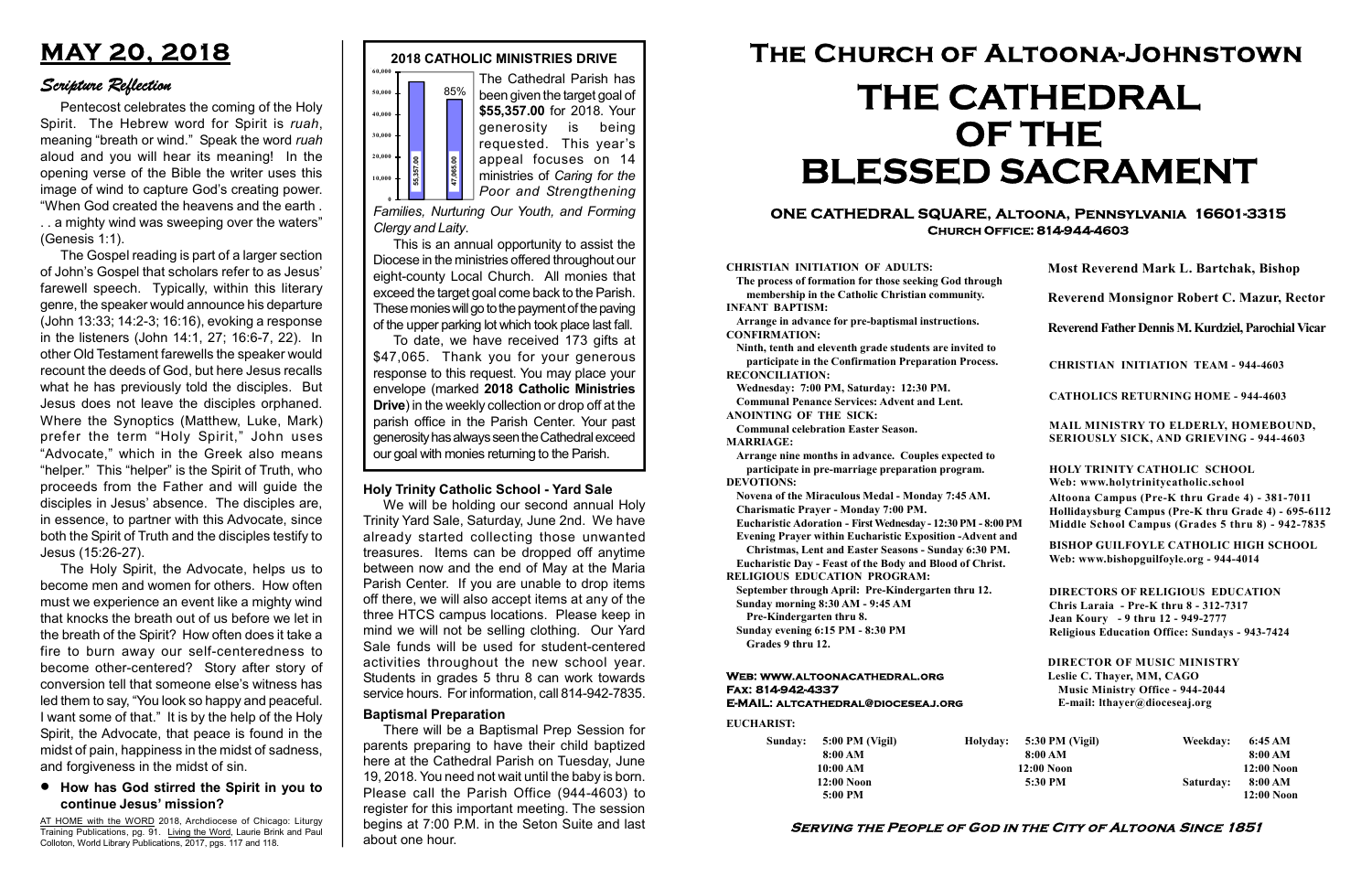# MAY 20, 2018

## Scripture Reflection

Pentecost celebrates the coming of the Holy Spirit. The Hebrew word for Spirit is *ruah*, meaning "breath or wind." Speak the word *ruah* aloud and you will hear its meaning! In the opening verse of the Bible the writer uses this image of wind to capture God's creating power. "When God created the heavens and the earth . . . a mighty wind was sweeping over the waters" (Genesis 1:1).

The Gospel reading is part of a larger section of John's Gospel that scholars refer to as Jesus' farewell speech. Typically, within this literary genre, the speaker would announce his departure (John 13:33; 14:2-3; 16:16), evoking a response in the listeners (John 14:1, 27; 16:6-7, 22). In other Old Testament farewells the speaker would recount the deeds of God, but here Jesus recalls what he has previously told the disciples. But Jesus does not leave the disciples orphaned. Where the Synoptics (Matthew, Luke, Mark) prefer the term "Holy Spirit," John uses "Advocate," which in the Greek also means "helper." This "helper" is the Spirit of Truth, who proceeds from the Father and will guide the disciples in Jesus' absence. The disciples are, in essence, to partner with this Advocate, since both the Spirit of Truth and the disciples testify to Jesus (15:26-27).

The Holy Spirit, the Advocate, helps us to become men and women for others. How often must we experience an event like a mighty wind that knocks the breath out of us before we let in the breath of the Spirit? How often does it take a fire to burn away our self-centeredness to become other-centered? Story after story of conversion tell that someone else's witness has led them to say, "You look so happy and peaceful. I want some of that." It is by the help of the Holy Spirit, the Advocate, that peace is found in the midst of pain, happiness in the midst of sadness, and forgiveness in the midst of sin.

- **How has God stirred the Spirit in you to continue Jesus' mission?**

AT HOME with the WORD 2018, Archdiocese of Chicago: Liturgy Training Publications, pg. 91. Living the Word, Laurie Brink and Paul Colloton, World Library Publications, 2017, pgs. 117 and 118.

## 2018 CATHOLIC MINISTRIES DRIVE

(Chart: target 55,357.00; received 47,065.00; 85%)

The Cathedral Parish has been given the target goal of **$55,357.00** for 2018. Your generosity is being requested. This year's appeal focuses on 14 ministries of *Caring for the Poor and Strengthening Families, Nurturing Our Youth, and Forming Clergy and Laity*.

This is an annual opportunity to assist the Diocese in the ministries offered throughout our eight-county Local Church. All monies that exceed the target goal come back to the Parish. These monies will go to the payment of the paving of the upper parking lot which took place last fall.

To date, we have received 173 gifts at $47,065. Thank you for your generous response to this request. You may place your envelope (marked **2018 Catholic Ministries Drive**) in the weekly collection or drop off at the parish office in the Parish Center. Your past generosity has always seen the Cathedral exceed our goal with monies returning to the Parish.

### Holy Trinity Catholic School - Yard Sale

We will be holding our second annual Holy Trinity Yard Sale, Saturday, June 2nd. We have already started collecting those unwanted treasures. Items can be dropped off anytime between now and the end of May at the Maria Parish Center. If you are unable to drop items off there, we will also accept items at any of the three HTCS campus locations. Please keep in mind we will not be selling clothing. Our Yard Sale funds will be used for student-centered activities throughout the new school year. Students in grades 5 thru 8 can work towards service hours. For information, call 814-942-7835.

### Baptismal Preparation

There will be a Baptismal Prep Session for parents preparing to have their child baptized here at the Cathedral Parish on Tuesday, June 19, 2018. You need not wait until the baby is born. Please call the Parish Office (944-4603) to register for this important meeting. The session begins at 7:00 P.M. in the Seton Suite and last about one hour.

# The Church of Altoona-Johnstown
# THE CATHEDRAL OF THE BLESSED SACRAMENT

**ONE CATHEDRAL SQUARE, Altoona, Pennsylvania 16601-3315**
**Church Office: 814-944-4603**

**CHRISTIAN INITIATION OF ADULTS:**
The process of formation for those seeking God through membership in the Catholic Christian community.
**INFANT BAPTISM:**
Arrange in advance for pre-baptismal instructions.
**CONFIRMATION:**
Ninth, tenth and eleventh grade students are invited to participate in the Confirmation Preparation Process.
**RECONCILIATION:**
Wednesday: 7:00 PM, Saturday: 12:30 PM.
Communal Penance Services: Advent and Lent.
**ANOINTING OF THE SICK:**
Communal celebration Easter Season.
**MARRIAGE:**
Arrange nine months in advance. Couples expected to participate in pre-marriage preparation program.
**DEVOTIONS:**
Novena of the Miraculous Medal - Monday 7:45 AM.
Charismatic Prayer - Monday 7:00 PM.
Eucharistic Adoration - First Wednesday - 12:30 PM - 8:00 PM
Evening Prayer within Eucharistic Exposition -Advent and Christmas, Lent and Easter Seasons - Sunday 6:30 PM.
Eucharistic Day - Feast of the Body and Blood of Christ.
**RELIGIOUS EDUCATION PROGRAM:**
September through April: Pre-Kindergarten thru 12.
Sunday morning 8:30 AM - 9:45 AM
Pre-Kindergarten thru 8.
Sunday evening 6:15 PM - 8:30 PM
Grades 9 thru 12.

**Most Reverend Mark L. Bartchak, Bishop**

**Reverend Monsignor Robert C. Mazur, Rector**

**Reverend Father Dennis M. Kurdziel, Parochial Vicar**

**CHRISTIAN INITIATION TEAM - 944-4603**

**CATHOLICS RETURNING HOME - 944-4603**

**MAIL MINISTRY TO ELDERLY, HOMEBOUND, SERIOUSLY SICK, AND GRIEVING - 944-4603**

**HOLY TRINITY CATHOLIC SCHOOL**
Web: www.holytrinitycatholic.school
Altoona Campus (Pre-K thru Grade 4) - 381-7011
Hollidaysburg Campus (Pre-K thru Grade 4) - 695-6112
Middle School Campus (Grades 5 thru 8) - 942-7835

**BISHOP GUILFOYLE CATHOLIC HIGH SCHOOL**
Web: www.bishopguilfoyle.org - 944-4014

**DIRECTORS OF RELIGIOUS EDUCATION**
Chris Laraia - Pre-K thru 8 - 312-7317
Jean Koury - 9 thru 12 - 949-2777
Religious Education Office: Sundays - 943-7424

**DIRECTOR OF MUSIC MINISTRY**
Leslie C. Thayer, MM, CAGO
Music Ministry Office - 944-2044
E-mail: lthayer@dioceseaj.org

**Web: www.altoonacathedral.org**
**Fax: 814-942-4337**
**E-MAIL: altcathedral@dioceseaj.org**

**EUCHARIST:**

| Sunday: | Holyday: | Weekday: |
|---|---|---|
| 5:00 PM (Vigil) | 5:30 PM (Vigil) | 6:45 AM |
| 8:00 AM | 8:00 AM | 8:00 AM |
| 10:00 AM | 12:00 Noon | 12:00 Noon |
| 12:00 Noon | 5:30 PM | Saturday: 8:00 AM |
| 5:00 PM | | 12:00 Noon |

**Serving the People of God in the City of Altoona Since 1851**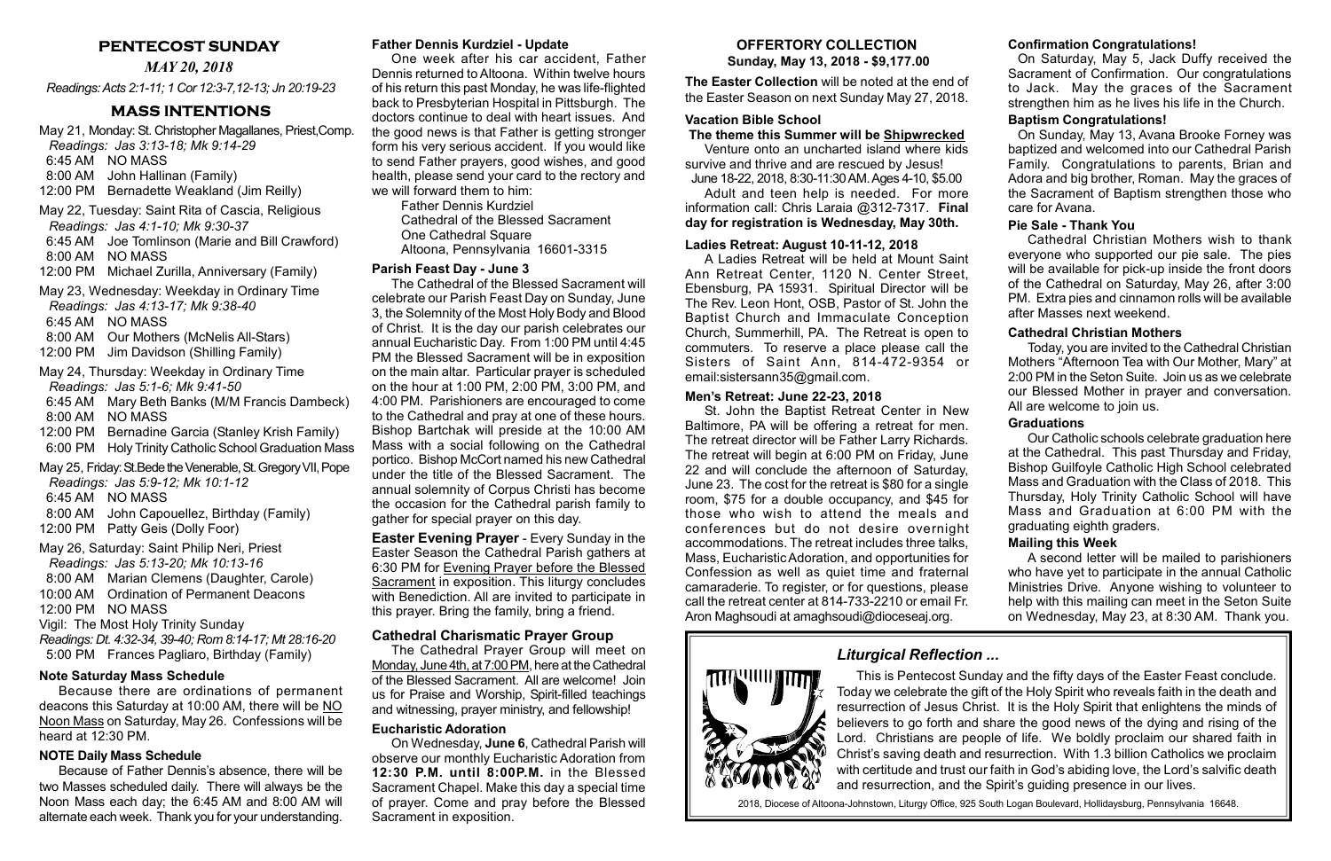# PENTECOST SUNDAY

*MAY 20, 2018*

*Readings: Acts 2:1-11; 1 Cor 12:3-7,12-13; Jn 20:19-23*

## MASS INTENTIONS

May 21, Monday: St. Christopher Magallanes, Priest,Comp.
*Readings: Jas 3:13-18; Mk 9:14-29*
6:45 AM NO MASS
8:00 AM John Hallinan (Family)
12:00 PM Bernadette Weakland (Jim Reilly)

May 22, Tuesday: Saint Rita of Cascia, Religious
*Readings: Jas 4:1-10; Mk 9:30-37*
6:45 AM Joe Tomlinson (Marie and Bill Crawford)
8:00 AM NO MASS
12:00 PM Michael Zurilla, Anniversary (Family)

May 23, Wednesday: Weekday in Ordinary Time
*Readings: Jas 4:13-17; Mk 9:38-40*
6:45 AM NO MASS
8:00 AM Our Mothers (McNelis All-Stars)
12:00 PM Jim Davidson (Shilling Family)

May 24, Thursday: Weekday in Ordinary Time
*Readings: Jas 5:1-6; Mk 9:41-50*
6:45 AM Mary Beth Banks (M/M Francis Dambeck)
8:00 AM NO MASS
12:00 PM Bernadine Garcia (Stanley Krish Family)
6:00 PM Holy Trinity Catholic School Graduation Mass

May 25, Friday: St.Bede the Venerable, St. Gregory VII, Pope
*Readings: Jas 5:9-12; Mk 10:1-12*
6:45 AM NO MASS
8:00 AM John Capouellez, Birthday (Family)
12:00 PM Patty Geis (Dolly Foor)

May 26, Saturday: Saint Philip Neri, Priest
*Readings: Jas 5:13-20; Mk 10:13-16*
8:00 AM Marian Clemens (Daughter, Carole)
10:00 AM Ordination of Permanent Deacons
12:00 PM NO MASS
Vigil: The Most Holy Trinity Sunday
*Readings: Dt. 4:32-34, 39-40; Rom 8:14-17; Mt 28:16-20*
5:00 PM Frances Pagliaro, Birthday (Family)

### Note Saturday Mass Schedule

Because there are ordinations of permanent deacons this Saturday at 10:00 AM, there will be NO Noon Mass on Saturday, May 26. Confessions will be heard at 12:30 PM.

### NOTE Daily Mass Schedule

Because of Father Dennis's absence, there will be two Masses scheduled daily. There will always be the Noon Mass each day; the 6:45 AM and 8:00 AM will alternate each week. Thank you for your understanding.

### Father Dennis Kurdziel - Update

One week after his car accident, Father Dennis returned to Altoona. Within twelve hours of his return this past Monday, he was life-flighted back to Presbyterian Hospital in Pittsburgh. The doctors continue to deal with heart issues. And the good news is that Father is getting stronger form his very serious accident. If you would like to send Father prayers, good wishes, and good health, please send your card to the rectory and we will forward them to him:

Father Dennis Kurdziel
Cathedral of the Blessed Sacrament
One Cathedral Square
Altoona, Pennsylvania 16601-3315

### Parish Feast Day - June 3

The Cathedral of the Blessed Sacrament will celebrate our Parish Feast Day on Sunday, June 3, the Solemnity of the Most Holy Body and Blood of Christ. It is the day our parish celebrates our annual Eucharistic Day. From 1:00 PM until 4:45 PM the Blessed Sacrament will be in exposition on the main altar. Particular prayer is scheduled on the hour at 1:00 PM, 2:00 PM, 3:00 PM, and 4:00 PM. Parishioners are encouraged to come to the Cathedral and pray at one of these hours. Bishop Bartchak will preside at the 10:00 AM Mass with a social following on the Cathedral portico. Bishop McCort named his new Cathedral under the title of the Blessed Sacrament. The annual solemnity of Corpus Christi has become the occasion for the Cathedral parish family to gather for special prayer on this day.

**Easter Evening Prayer** - Every Sunday in the Easter Season the Cathedral Parish gathers at 6:30 PM for Evening Prayer before the Blessed Sacrament in exposition. This liturgy concludes with Benediction. All are invited to participate in this prayer. Bring the family, bring a friend.

### Cathedral Charismatic Prayer Group

The Cathedral Prayer Group will meet on Monday, June 4th, at 7:00 PM, here at the Cathedral of the Blessed Sacrament. All are welcome! Join us for Praise and Worship, Spirit-filled teachings and witnessing, prayer ministry, and fellowship!

### Eucharistic Adoration

On Wednesday, **June 6**, Cathedral Parish will observe our monthly Eucharistic Adoration from **12:30 P.M. until 8:00P.M.** in the Blessed Sacrament Chapel. Make this day a special time of prayer. Come and pray before the Blessed Sacrament in exposition.

### OFFERTORY COLLECTION
**Sunday, May 13, 2018 - $9,177.00**

**The Easter Collection** will be noted at the end of the Easter Season on next Sunday May 27, 2018.

### Vacation Bible School

**The theme this Summer will be Shipwrecked**

Venture onto an uncharted island where kids survive and thrive and are rescued by Jesus!
June 18-22, 2018, 8:30-11:30 AM. Ages 4-10, $5.00

Adult and teen help is needed. For more information call: Chris Laraia @312-7317. **Final day for registration is Wednesday, May 30th.**

### Ladies Retreat: August 10-11-12, 2018

A Ladies Retreat will be held at Mount Saint Ann Retreat Center, 1120 N. Center Street, Ebensburg, PA 15931. Spiritual Director will be The Rev. Leon Hont, OSB, Pastor of St. John the Baptist Church and Immaculate Conception Church, Summerhill, PA. The Retreat is open to commuters. To reserve a place please call the Sisters of Saint Ann, 814-472-9354 or email:sistersann35@gmail.com.

### Men's Retreat: June 22-23, 2018

St. John the Baptist Retreat Center in New Baltimore, PA will be offering a retreat for men. The retreat director will be Father Larry Richards. The retreat will begin at 6:00 PM on Friday, June 22 and will conclude the afternoon of Saturday, June 23. The cost for the retreat is $80 for a single room, $75 for a double occupancy, and $45 for those who wish to attend the meals and conferences but do not desire overnight accommodations. The retreat includes three talks, Mass, Eucharistic Adoration, and opportunities for Confession as well as quiet time and fraternal camaraderie. To register, or for questions, please call the retreat center at 814-733-2210 or email Fr. Aron Maghsoudi at amaghsoudi@dioceseaj.org.

### Confirmation Congratulations!

On Saturday, May 5, Jack Duffy received the Sacrament of Confirmation. Our congratulations to Jack. May the graces of the Sacrament strengthen him as he lives his life in the Church.

### Baptism Congratulations!

On Sunday, May 13, Avana Brooke Forney was baptized and welcomed into our Cathedral Parish Family. Congratulations to parents, Brian and Adora and big brother, Roman. May the graces of the Sacrament of Baptism strengthen those who care for Avana.

### Pie Sale - Thank You

Cathedral Christian Mothers wish to thank everyone who supported our pie sale. The pies will be available for pick-up inside the front doors of the Cathedral on Saturday, May 26, after 3:00 PM. Extra pies and cinnamon rolls will be available after Masses next weekend.

### Cathedral Christian Mothers

Today, you are invited to the Cathedral Christian Mothers "Afternoon Tea with Our Mother, Mary" at 2:00 PM in the Seton Suite. Join us as we celebrate our Blessed Mother in prayer and conversation. All are welcome to join us.

### Graduations

Our Catholic schools celebrate graduation here at the Cathedral. This past Thursday and Friday, Bishop Guilfoyle Catholic High School celebrated Mass and Graduation with the Class of 2018. This Thursday, Holy Trinity Catholic School will have Mass and Graduation at 6:00 PM with the graduating eighth graders.

### Mailing this Week

A second letter will be mailed to parishioners who have yet to participate in the annual Catholic Ministries Drive. Anyone wishing to volunteer to help with this mailing can meet in the Seton Suite on Wednesday, May 23, at 8:30 AM. Thank you.

### *Liturgical Reflection ...*

This is Pentecost Sunday and the fifty days of the Easter Feast conclude. Today we celebrate the gift of the Holy Spirit who reveals faith in the death and resurrection of Jesus Christ. It is the Holy Spirit that enlightens the minds of believers to go forth and share the good news of the dying and rising of the Lord. Christians are people of life. We boldly proclaim our shared faith in Christ's saving death and resurrection. With 1.3 billion Catholics we proclaim with certitude and trust our faith in God's abiding love, the Lord's salvific death and resurrection, and the Spirit's guiding presence in our lives.

2018, Diocese of Altoona-Johnstown, Liturgy Office, 925 South Logan Boulevard, Hollidaysburg, Pennsylvania 16648.